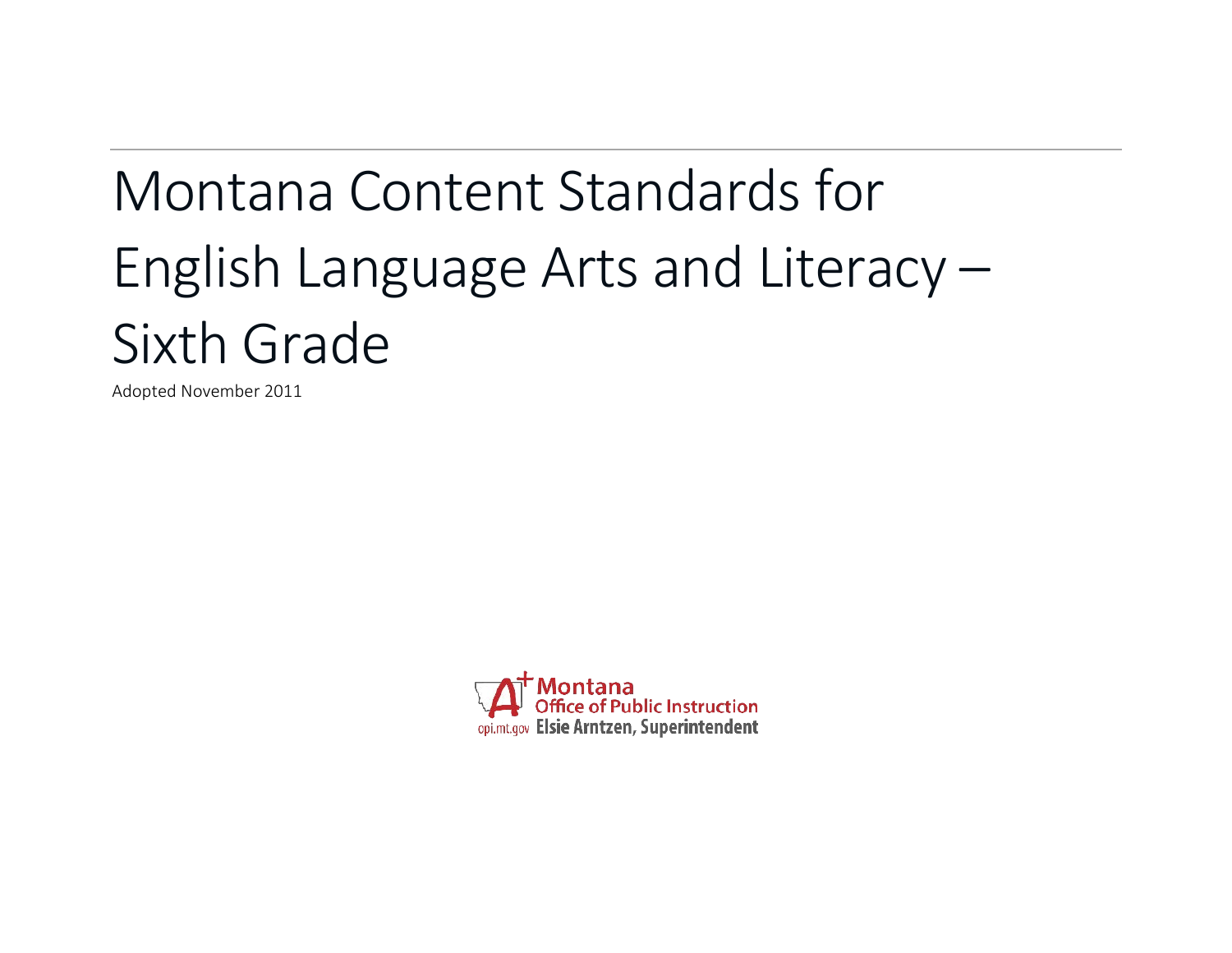# Montana Content Standards for English Language Arts and Literacy – Sixth Grade

Adopted November 2011

Montana Office of Public Instruction
opi.mt.gov Elsie Arntzen, Superintendent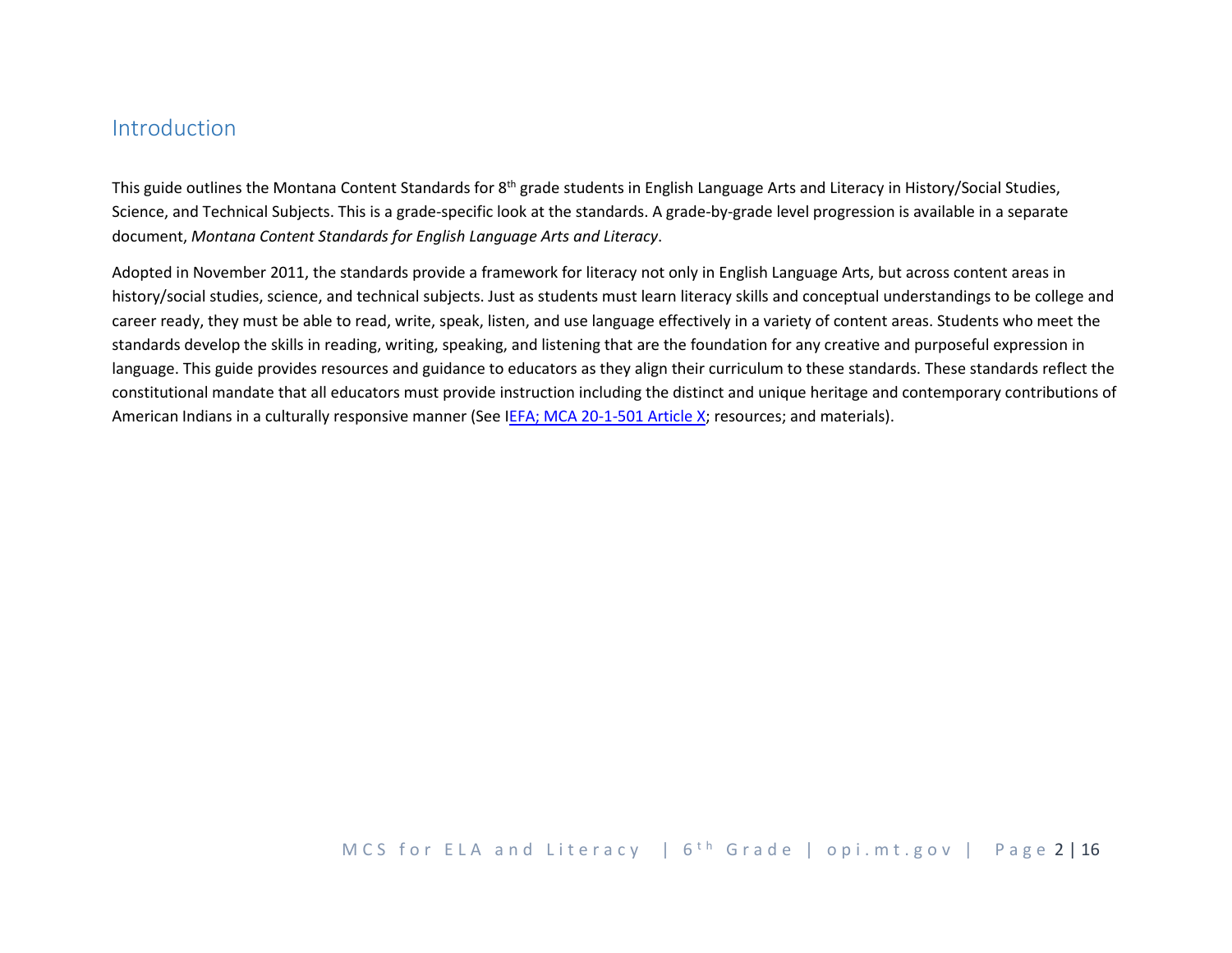## Introduction

This guide outlines the Montana Content Standards for 8th grade students in English Language Arts and Literacy in History/Social Studies, Science, and Technical Subjects. This is a grade-specific look at the standards. A grade-by-grade level progression is available in a separate document, *Montana Content Standards for English Language Arts and Literacy*.

Adopted in November 2011, the standards provide a framework for literacy not only in English Language Arts, but across content areas in history/social studies, science, and technical subjects. Just as students must learn literacy skills and conceptual understandings to be college and career ready, they must be able to read, write, speak, listen, and use language effectively in a variety of content areas. Students who meet the standards develop the skills in reading, writing, speaking, and listening that are the foundation for any creative and purposeful expression in language. This guide provides resources and guidance to educators as they align their curriculum to these standards. These standards reflect the constitutional mandate that all educators must provide instruction including the distinct and unique heritage and contemporary contributions of American Indians in a culturally responsive manner (See IEFA; MCA 20-1-501 Article X; resources; and materials).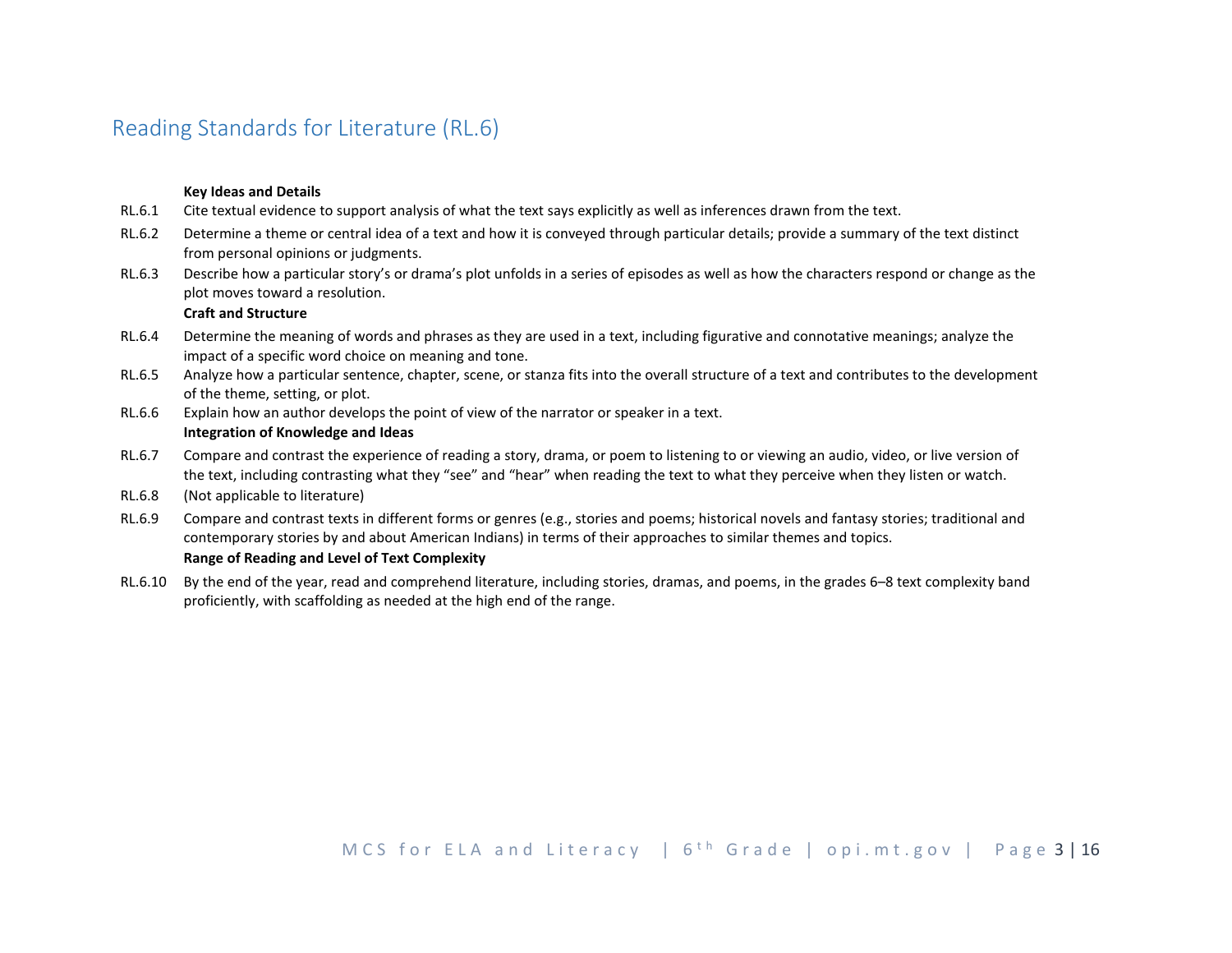## Reading Standards for Literature (RL.6)

**Key Ideas and Details**

RL.6.1 Cite textual evidence to support analysis of what the text says explicitly as well as inferences drawn from the text.

RL.6.2 Determine a theme or central idea of a text and how it is conveyed through particular details; provide a summary of the text distinct from personal opinions or judgments.

RL.6.3 Describe how a particular story's or drama's plot unfolds in a series of episodes as well as how the characters respond or change as the plot moves toward a resolution.

**Craft and Structure**

RL.6.4 Determine the meaning of words and phrases as they are used in a text, including figurative and connotative meanings; analyze the impact of a specific word choice on meaning and tone.

RL.6.5 Analyze how a particular sentence, chapter, scene, or stanza fits into the overall structure of a text and contributes to the development of the theme, setting, or plot.

RL.6.6 Explain how an author develops the point of view of the narrator or speaker in a text.

**Integration of Knowledge and Ideas**

RL.6.7 Compare and contrast the experience of reading a story, drama, or poem to listening to or viewing an audio, video, or live version of the text, including contrasting what they "see" and "hear" when reading the text to what they perceive when they listen or watch.

RL.6.8 (Not applicable to literature)

RL.6.9 Compare and contrast texts in different forms or genres (e.g., stories and poems; historical novels and fantasy stories; traditional and contemporary stories by and about American Indians) in terms of their approaches to similar themes and topics.

**Range of Reading and Level of Text Complexity**

RL.6.10 By the end of the year, read and comprehend literature, including stories, dramas, and poems, in the grades 6–8 text complexity band proficiently, with scaffolding as needed at the high end of the range.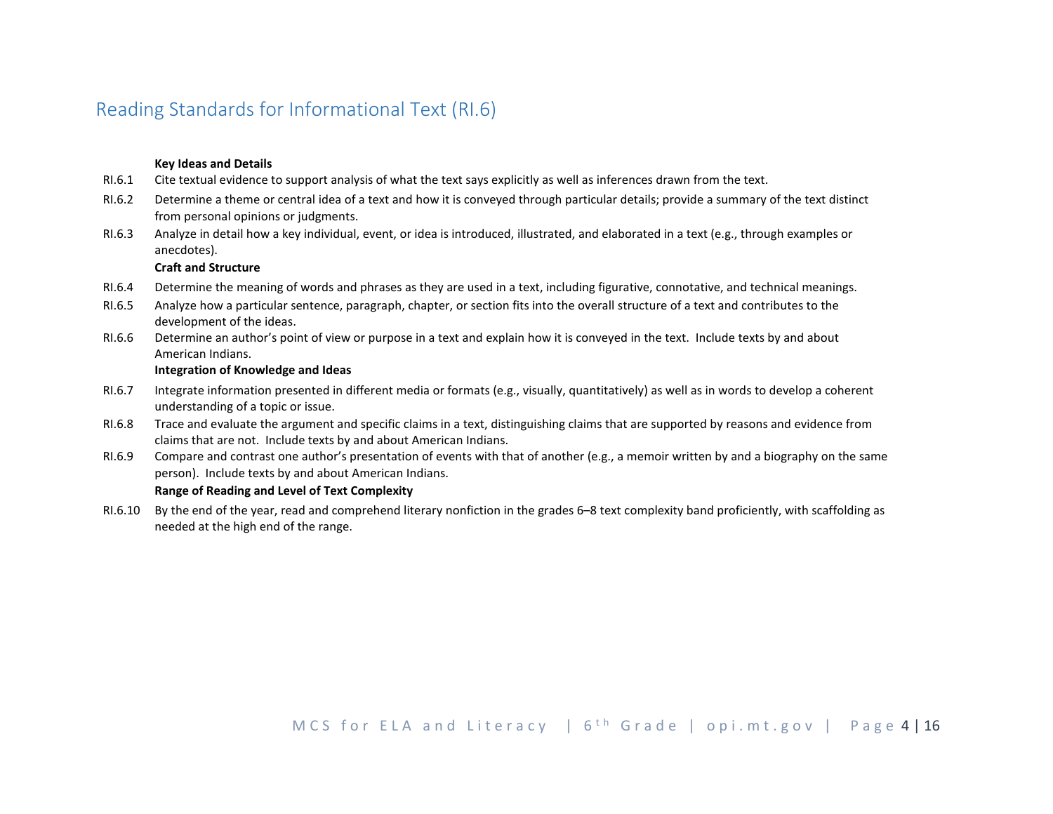## Reading Standards for Informational Text (RI.6)

**Key Ideas and Details**

RI.6.1 Cite textual evidence to support analysis of what the text says explicitly as well as inferences drawn from the text.

RI.6.2 Determine a theme or central idea of a text and how it is conveyed through particular details; provide a summary of the text distinct from personal opinions or judgments.

RI.6.3 Analyze in detail how a key individual, event, or idea is introduced, illustrated, and elaborated in a text (e.g., through examples or anecdotes).

**Craft and Structure**

RI.6.4 Determine the meaning of words and phrases as they are used in a text, including figurative, connotative, and technical meanings.

RI.6.5 Analyze how a particular sentence, paragraph, chapter, or section fits into the overall structure of a text and contributes to the development of the ideas.

RI.6.6 Determine an author's point of view or purpose in a text and explain how it is conveyed in the text. Include texts by and about American Indians.

**Integration of Knowledge and Ideas**

RI.6.7 Integrate information presented in different media or formats (e.g., visually, quantitatively) as well as in words to develop a coherent understanding of a topic or issue.

RI.6.8 Trace and evaluate the argument and specific claims in a text, distinguishing claims that are supported by reasons and evidence from claims that are not. Include texts by and about American Indians.

RI.6.9 Compare and contrast one author's presentation of events with that of another (e.g., a memoir written by and a biography on the same person). Include texts by and about American Indians.

**Range of Reading and Level of Text Complexity**

RI.6.10 By the end of the year, read and comprehend literary nonfiction in the grades 6–8 text complexity band proficiently, with scaffolding as needed at the high end of the range.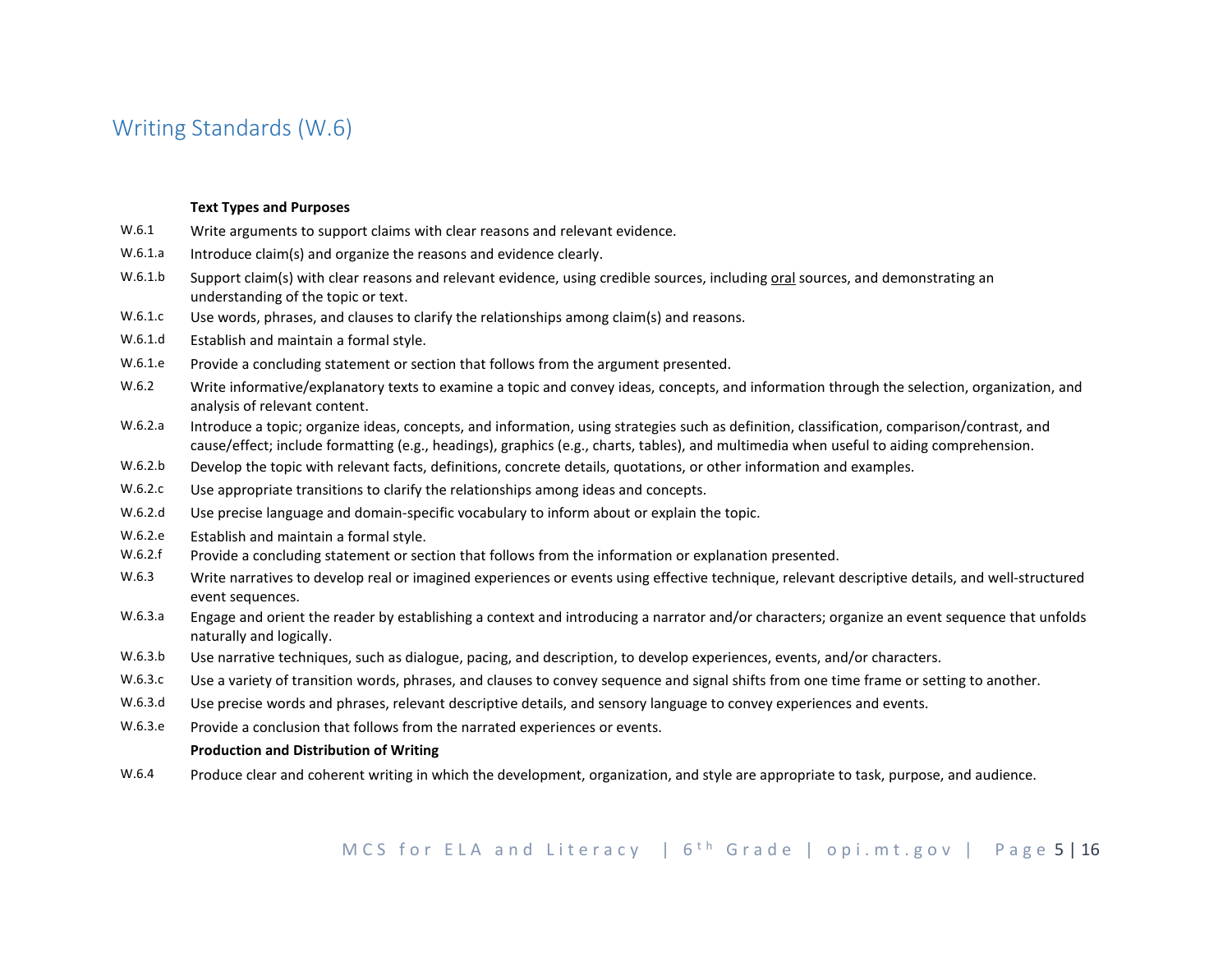## Writing Standards (W.6)

**Text Types and Purposes**

W.6.1 Write arguments to support claims with clear reasons and relevant evidence.

W.6.1.a Introduce claim(s) and organize the reasons and evidence clearly.

W.6.1.b Support claim(s) with clear reasons and relevant evidence, using credible sources, including oral sources, and demonstrating an understanding of the topic or text.

W.6.1.c Use words, phrases, and clauses to clarify the relationships among claim(s) and reasons.

W.6.1.d Establish and maintain a formal style.

W.6.1.e Provide a concluding statement or section that follows from the argument presented.

W.6.2 Write informative/explanatory texts to examine a topic and convey ideas, concepts, and information through the selection, organization, and analysis of relevant content.

W.6.2.a Introduce a topic; organize ideas, concepts, and information, using strategies such as definition, classification, comparison/contrast, and cause/effect; include formatting (e.g., headings), graphics (e.g., charts, tables), and multimedia when useful to aiding comprehension.

W.6.2.b Develop the topic with relevant facts, definitions, concrete details, quotations, or other information and examples.

W.6.2.c Use appropriate transitions to clarify the relationships among ideas and concepts.

W.6.2.d Use precise language and domain-specific vocabulary to inform about or explain the topic.

W.6.2.e Establish and maintain a formal style.

W.6.2.f Provide a concluding statement or section that follows from the information or explanation presented.

W.6.3 Write narratives to develop real or imagined experiences or events using effective technique, relevant descriptive details, and well-structured event sequences.

W.6.3.a Engage and orient the reader by establishing a context and introducing a narrator and/or characters; organize an event sequence that unfolds naturally and logically.

W.6.3.b Use narrative techniques, such as dialogue, pacing, and description, to develop experiences, events, and/or characters.

W.6.3.c Use a variety of transition words, phrases, and clauses to convey sequence and signal shifts from one time frame or setting to another.

W.6.3.d Use precise words and phrases, relevant descriptive details, and sensory language to convey experiences and events.

W.6.3.e Provide a conclusion that follows from the narrated experiences or events.

**Production and Distribution of Writing**

W.6.4 Produce clear and coherent writing in which the development, organization, and style are appropriate to task, purpose, and audience.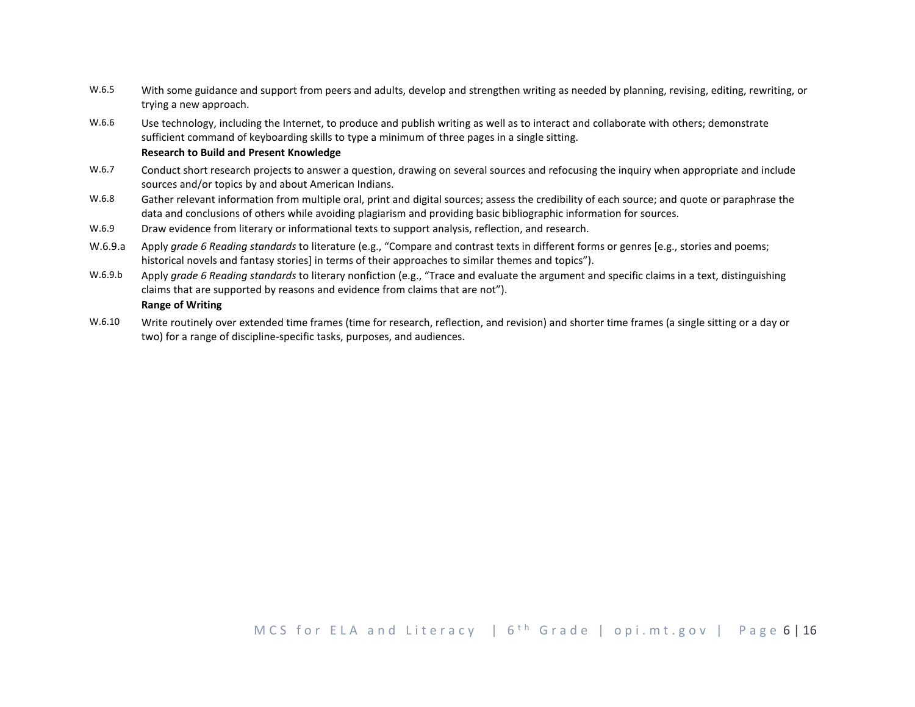W.6.5 With some guidance and support from peers and adults, develop and strengthen writing as needed by planning, revising, editing, rewriting, or trying a new approach.

W.6.6 Use technology, including the Internet, to produce and publish writing as well as to interact and collaborate with others; demonstrate sufficient command of keyboarding skills to type a minimum of three pages in a single sitting.

**Research to Build and Present Knowledge**

W.6.7 Conduct short research projects to answer a question, drawing on several sources and refocusing the inquiry when appropriate and include sources and/or topics by and about American Indians.

W.6.8 Gather relevant information from multiple oral, print and digital sources; assess the credibility of each source; and quote or paraphrase the data and conclusions of others while avoiding plagiarism and providing basic bibliographic information for sources.

W.6.9 Draw evidence from literary or informational texts to support analysis, reflection, and research.

W.6.9.a Apply *grade 6 Reading standards* to literature (e.g., "Compare and contrast texts in different forms or genres [e.g., stories and poems; historical novels and fantasy stories] in terms of their approaches to similar themes and topics").

W.6.9.b Apply *grade 6 Reading standards* to literary nonfiction (e.g., "Trace and evaluate the argument and specific claims in a text, distinguishing claims that are supported by reasons and evidence from claims that are not").

**Range of Writing**

W.6.10 Write routinely over extended time frames (time for research, reflection, and revision) and shorter time frames (a single sitting or a day or two) for a range of discipline-specific tasks, purposes, and audiences.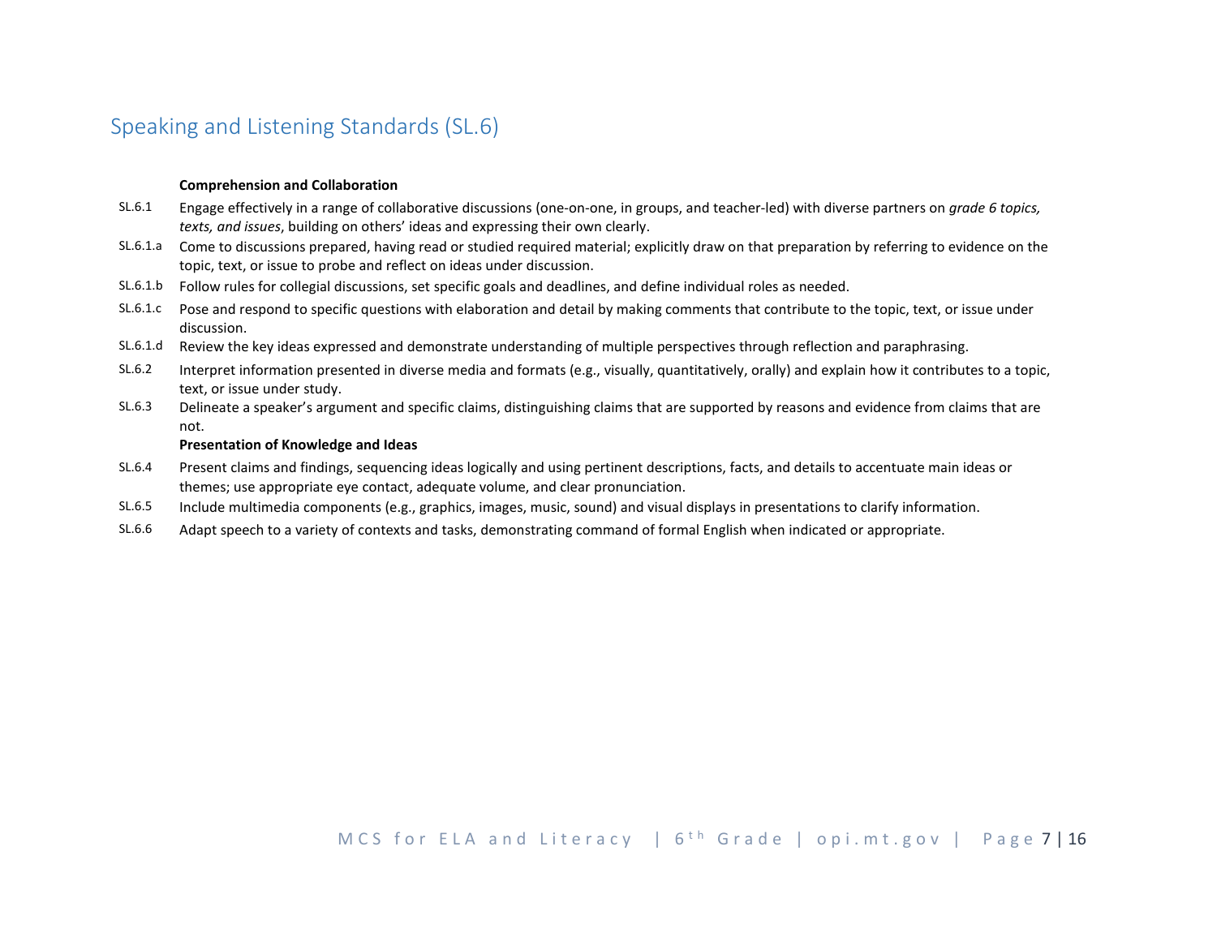## Speaking and Listening Standards (SL.6)

**Comprehension and Collaboration**

SL.6.1 Engage effectively in a range of collaborative discussions (one-on-one, in groups, and teacher-led) with diverse partners on *grade 6 topics, texts, and issues*, building on others' ideas and expressing their own clearly.

SL.6.1.a Come to discussions prepared, having read or studied required material; explicitly draw on that preparation by referring to evidence on the topic, text, or issue to probe and reflect on ideas under discussion.

SL.6.1.b Follow rules for collegial discussions, set specific goals and deadlines, and define individual roles as needed.

SL.6.1.c Pose and respond to specific questions with elaboration and detail by making comments that contribute to the topic, text, or issue under discussion.

SL.6.1.d Review the key ideas expressed and demonstrate understanding of multiple perspectives through reflection and paraphrasing.

SL.6.2 Interpret information presented in diverse media and formats (e.g., visually, quantitatively, orally) and explain how it contributes to a topic, text, or issue under study.

SL.6.3 Delineate a speaker's argument and specific claims, distinguishing claims that are supported by reasons and evidence from claims that are not.

**Presentation of Knowledge and Ideas**

SL.6.4 Present claims and findings, sequencing ideas logically and using pertinent descriptions, facts, and details to accentuate main ideas or themes; use appropriate eye contact, adequate volume, and clear pronunciation.

SL.6.5 Include multimedia components (e.g., graphics, images, music, sound) and visual displays in presentations to clarify information.

SL.6.6 Adapt speech to a variety of contexts and tasks, demonstrating command of formal English when indicated or appropriate.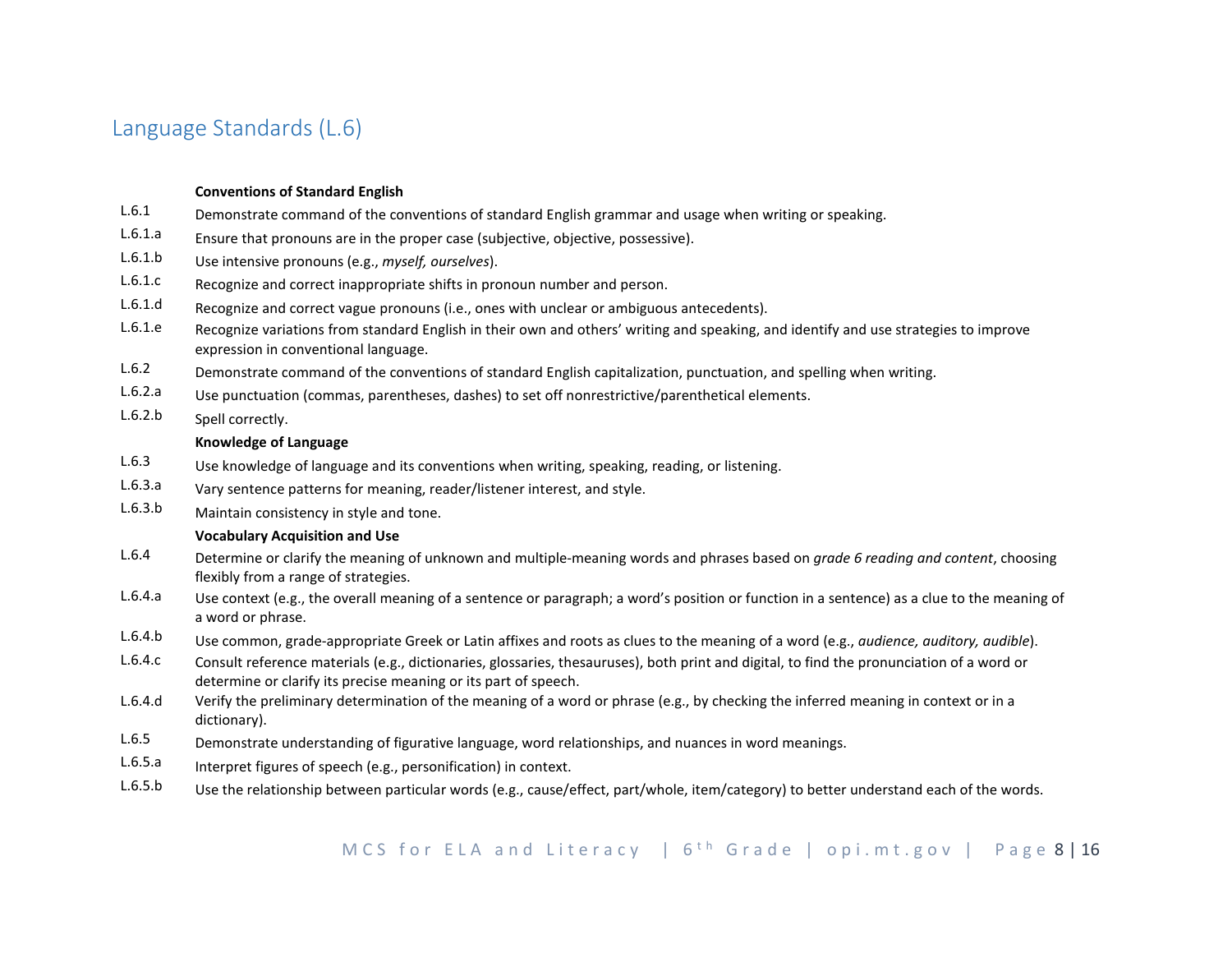## Language Standards (L.6)

| | |
|---|---|
| | **Conventions of Standard English** |
| L.6.1 | Demonstrate command of the conventions of standard English grammar and usage when writing or speaking. |
| L.6.1.a | Ensure that pronouns are in the proper case (subjective, objective, possessive). |
| L.6.1.b | Use intensive pronouns (e.g., *myself, ourselves*). |
| L.6.1.c | Recognize and correct inappropriate shifts in pronoun number and person. |
| L.6.1.d | Recognize and correct vague pronouns (i.e., ones with unclear or ambiguous antecedents). |
| L.6.1.e | Recognize variations from standard English in their own and others' writing and speaking, and identify and use strategies to improve expression in conventional language. |
| L.6.2 | Demonstrate command of the conventions of standard English capitalization, punctuation, and spelling when writing. |
| L.6.2.a | Use punctuation (commas, parentheses, dashes) to set off nonrestrictive/parenthetical elements. |
| L.6.2.b | Spell correctly. |
| | **Knowledge of Language** |
| L.6.3 | Use knowledge of language and its conventions when writing, speaking, reading, or listening. |
| L.6.3.a | Vary sentence patterns for meaning, reader/listener interest, and style. |
| L.6.3.b | Maintain consistency in style and tone. |
| | **Vocabulary Acquisition and Use** |
| L.6.4 | Determine or clarify the meaning of unknown and multiple-meaning words and phrases based on *grade 6 reading and content*, choosing flexibly from a range of strategies. |
| L.6.4.a | Use context (e.g., the overall meaning of a sentence or paragraph; a word's position or function in a sentence) as a clue to the meaning of a word or phrase. |
| L.6.4.b | Use common, grade-appropriate Greek or Latin affixes and roots as clues to the meaning of a word (e.g., *audience, auditory, audible*). |
| L.6.4.c | Consult reference materials (e.g., dictionaries, glossaries, thesauruses), both print and digital, to find the pronunciation of a word or determine or clarify its precise meaning or its part of speech. |
| L.6.4.d | Verify the preliminary determination of the meaning of a word or phrase (e.g., by checking the inferred meaning in context or in a dictionary). |
| L.6.5 | Demonstrate understanding of figurative language, word relationships, and nuances in word meanings. |
| L.6.5.a | Interpret figures of speech (e.g., personification) in context. |
| L.6.5.b | Use the relationship between particular words (e.g., cause/effect, part/whole, item/category) to better understand each of the words. |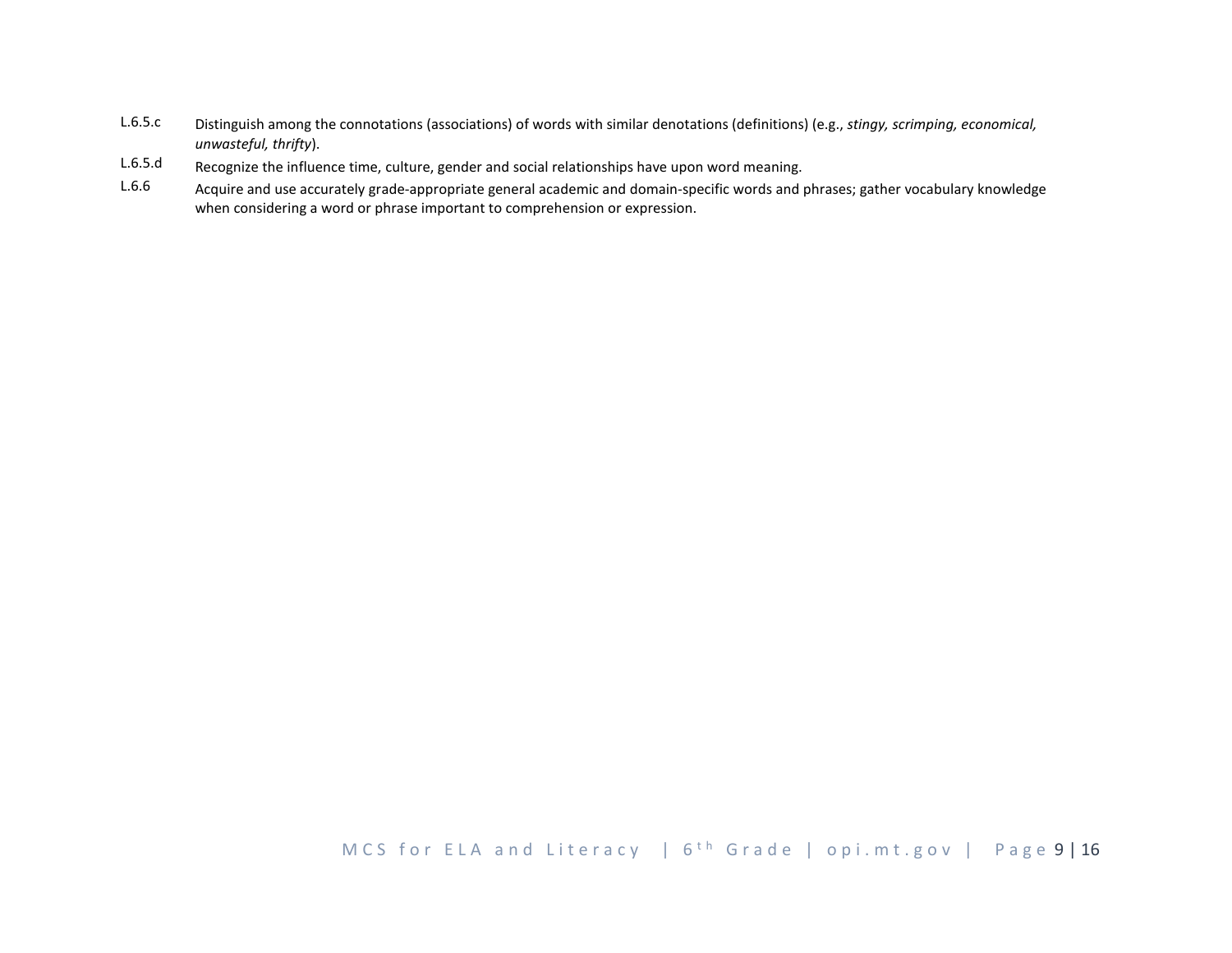L.6.5.c Distinguish among the connotations (associations) of words with similar denotations (definitions) (e.g., *stingy, scrimping, economical, unwasteful, thrifty*).

L.6.5.d Recognize the influence time, culture, gender and social relationships have upon word meaning.

L.6.6 Acquire and use accurately grade-appropriate general academic and domain-specific words and phrases; gather vocabulary knowledge when considering a word or phrase important to comprehension or expression.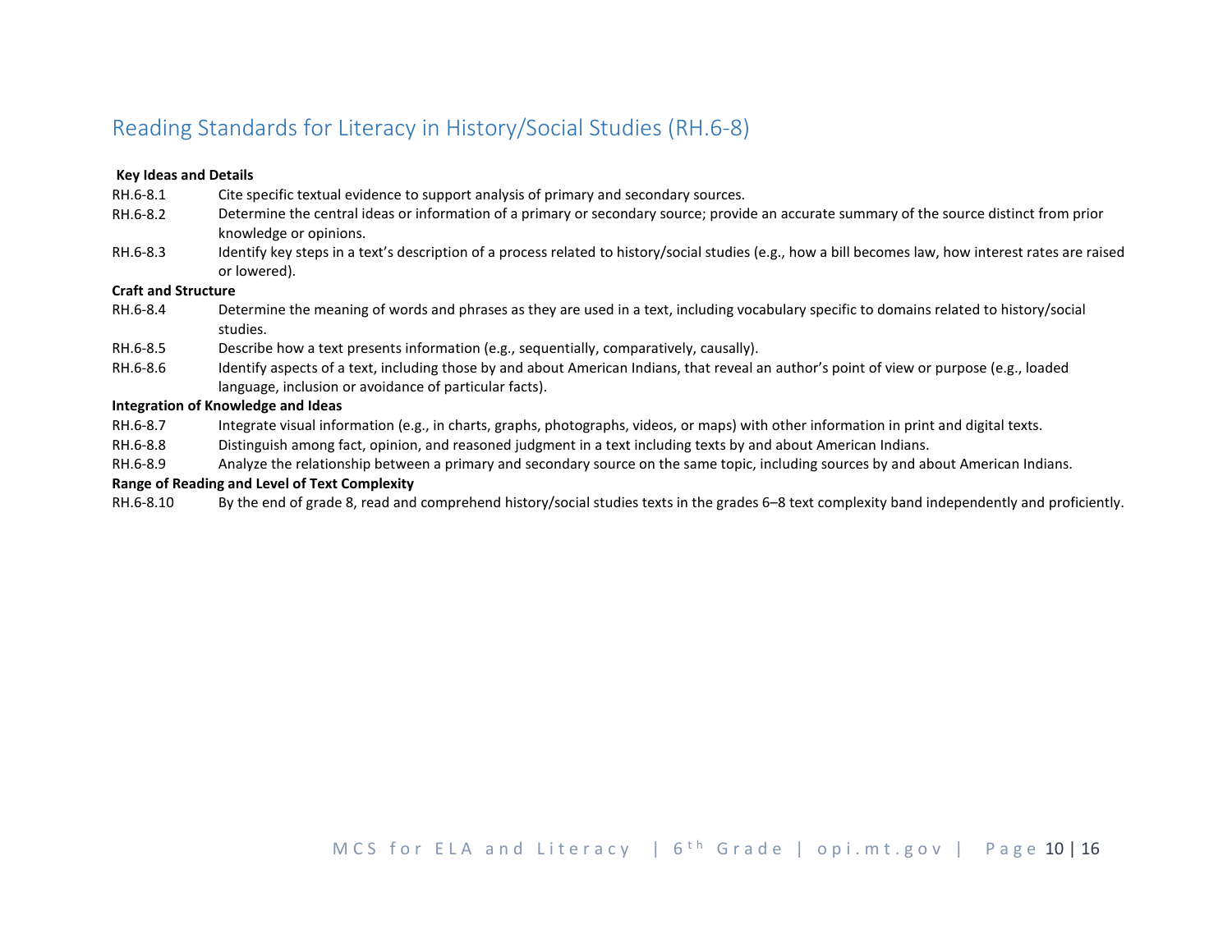## Reading Standards for Literacy in History/Social Studies (RH.6-8)

**Key Ideas and Details**

| | |
|---|---|
| RH.6-8.1 | Cite specific textual evidence to support analysis of primary and secondary sources. |
| RH.6-8.2 | Determine the central ideas or information of a primary or secondary source; provide an accurate summary of the source distinct from prior knowledge or opinions. |
| RH.6-8.3 | Identify key steps in a text's description of a process related to history/social studies (e.g., how a bill becomes law, how interest rates are raised or lowered). |

**Craft and Structure**

| | |
|---|---|
| RH.6-8.4 | Determine the meaning of words and phrases as they are used in a text, including vocabulary specific to domains related to history/social studies. |
| RH.6-8.5 | Describe how a text presents information (e.g., sequentially, comparatively, causally). |
| RH.6-8.6 | Identify aspects of a text, including those by and about American Indians, that reveal an author's point of view or purpose (e.g., loaded language, inclusion or avoidance of particular facts). |

**Integration of Knowledge and Ideas**

| | |
|---|---|
| RH.6-8.7 | Integrate visual information (e.g., in charts, graphs, photographs, videos, or maps) with other information in print and digital texts. |
| RH.6-8.8 | Distinguish among fact, opinion, and reasoned judgment in a text including texts by and about American Indians. |
| RH.6-8.9 | Analyze the relationship between a primary and secondary source on the same topic, including sources by and about American Indians. |

**Range of Reading and Level of Text Complexity**

| | |
|---|---|
| RH.6-8.10 | By the end of grade 8, read and comprehend history/social studies texts in the grades 6–8 text complexity band independently and proficiently. |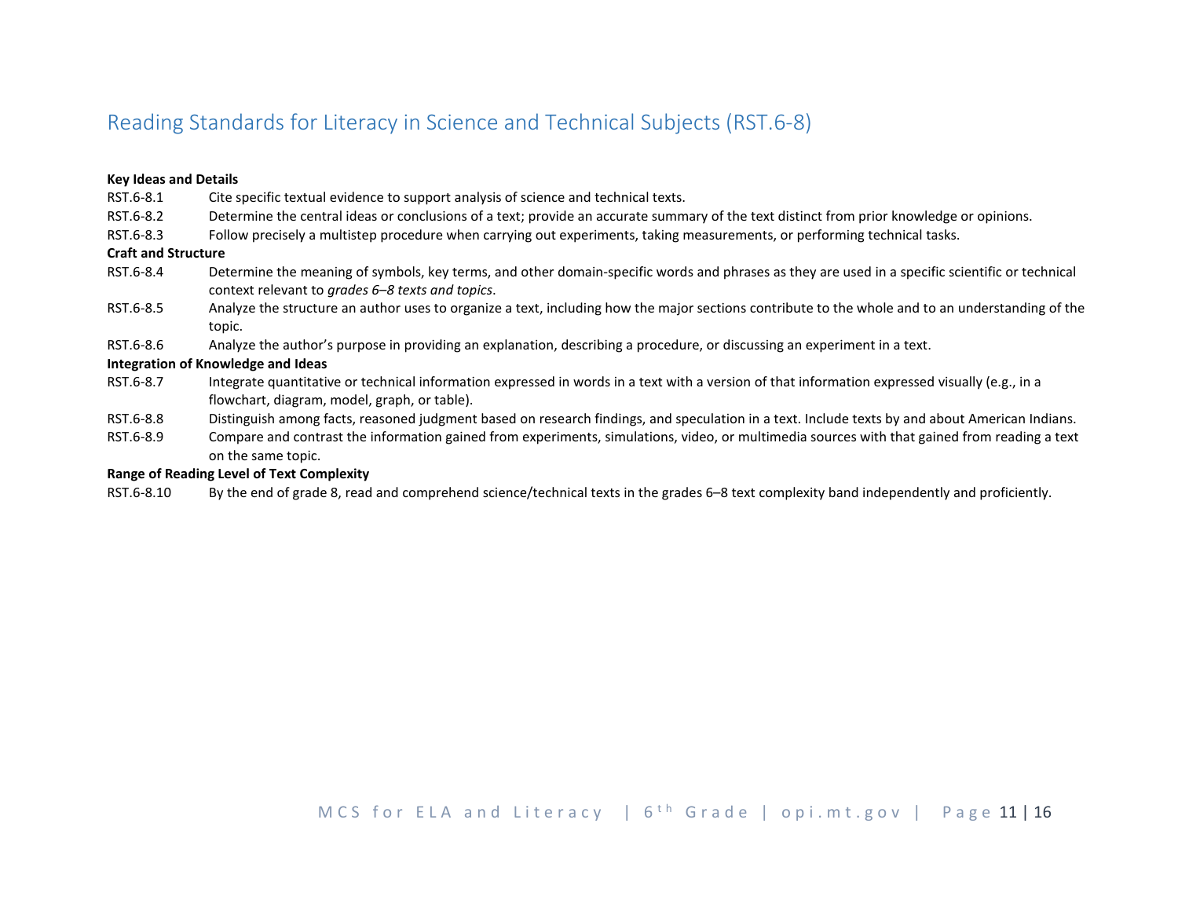## Reading Standards for Literacy in Science and Technical Subjects (RST.6-8)

**Key Ideas and Details**

RST.6-8.1 Cite specific textual evidence to support analysis of science and technical texts.

RST.6-8.2 Determine the central ideas or conclusions of a text; provide an accurate summary of the text distinct from prior knowledge or opinions.

RST.6-8.3 Follow precisely a multistep procedure when carrying out experiments, taking measurements, or performing technical tasks.

**Craft and Structure**

RST.6-8.4 Determine the meaning of symbols, key terms, and other domain-specific words and phrases as they are used in a specific scientific or technical context relevant to *grades 6–8 texts and topics*.

RST.6-8.5 Analyze the structure an author uses to organize a text, including how the major sections contribute to the whole and to an understanding of the topic.

RST.6-8.6 Analyze the author's purpose in providing an explanation, describing a procedure, or discussing an experiment in a text.

**Integration of Knowledge and Ideas**

RST.6-8.7 Integrate quantitative or technical information expressed in words in a text with a version of that information expressed visually (e.g., in a flowchart, diagram, model, graph, or table).

RST.6-8.8 Distinguish among facts, reasoned judgment based on research findings, and speculation in a text. Include texts by and about American Indians.

RST.6-8.9 Compare and contrast the information gained from experiments, simulations, video, or multimedia sources with that gained from reading a text on the same topic.

**Range of Reading Level of Text Complexity**

RST.6-8.10 By the end of grade 8, read and comprehend science/technical texts in the grades 6–8 text complexity band independently and proficiently.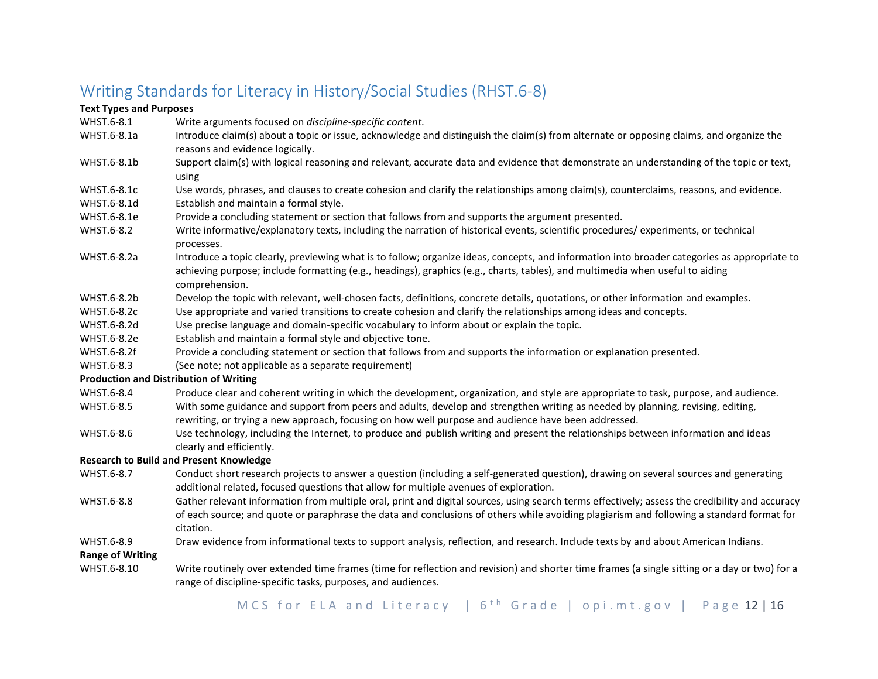## Writing Standards for Literacy in History/Social Studies (RHST.6-8)

**Text Types and Purposes**

| | |
|---|---|
| WHST.6-8.1 | Write arguments focused on *discipline-specific content*. |
| WHST.6-8.1a | Introduce claim(s) about a topic or issue, acknowledge and distinguish the claim(s) from alternate or opposing claims, and organize the reasons and evidence logically. |
| WHST.6-8.1b | Support claim(s) with logical reasoning and relevant, accurate data and evidence that demonstrate an understanding of the topic or text, using |
| WHST.6-8.1c | Use words, phrases, and clauses to create cohesion and clarify the relationships among claim(s), counterclaims, reasons, and evidence. |
| WHST.6-8.1d | Establish and maintain a formal style. |
| WHST.6-8.1e | Provide a concluding statement or section that follows from and supports the argument presented. |
| WHST.6-8.2 | Write informative/explanatory texts, including the narration of historical events, scientific procedures/ experiments, or technical processes. |
| WHST.6-8.2a | Introduce a topic clearly, previewing what is to follow; organize ideas, concepts, and information into broader categories as appropriate to achieving purpose; include formatting (e.g., headings), graphics (e.g., charts, tables), and multimedia when useful to aiding comprehension. |
| WHST.6-8.2b | Develop the topic with relevant, well-chosen facts, definitions, concrete details, quotations, or other information and examples. |
| WHST.6-8.2c | Use appropriate and varied transitions to create cohesion and clarify the relationships among ideas and concepts. |
| WHST.6-8.2d | Use precise language and domain-specific vocabulary to inform about or explain the topic. |
| WHST.6-8.2e | Establish and maintain a formal style and objective tone. |
| WHST.6-8.2f | Provide a concluding statement or section that follows from and supports the information or explanation presented. |
| WHST.6-8.3 | (See note; not applicable as a separate requirement) |

**Production and Distribution of Writing**

| | |
|---|---|
| WHST.6-8.4 | Produce clear and coherent writing in which the development, organization, and style are appropriate to task, purpose, and audience. |
| WHST.6-8.5 | With some guidance and support from peers and adults, develop and strengthen writing as needed by planning, revising, editing, rewriting, or trying a new approach, focusing on how well purpose and audience have been addressed. |
| WHST.6-8.6 | Use technology, including the Internet, to produce and publish writing and present the relationships between information and ideas clearly and efficiently. |

**Research to Build and Present Knowledge**

| | |
|---|---|
| WHST.6-8.7 | Conduct short research projects to answer a question (including a self-generated question), drawing on several sources and generating additional related, focused questions that allow for multiple avenues of exploration. |
| WHST.6-8.8 | Gather relevant information from multiple oral, print and digital sources, using search terms effectively; assess the credibility and accuracy of each source; and quote or paraphrase the data and conclusions of others while avoiding plagiarism and following a standard format for citation. |
| WHST.6-8.9 | Draw evidence from informational texts to support analysis, reflection, and research. Include texts by and about American Indians. |

**Range of Writing**

| | |
|---|---|
| WHST.6-8.10 | Write routinely over extended time frames (time for reflection and revision) and shorter time frames (a single sitting or a day or two) for a range of discipline-specific tasks, purposes, and audiences. |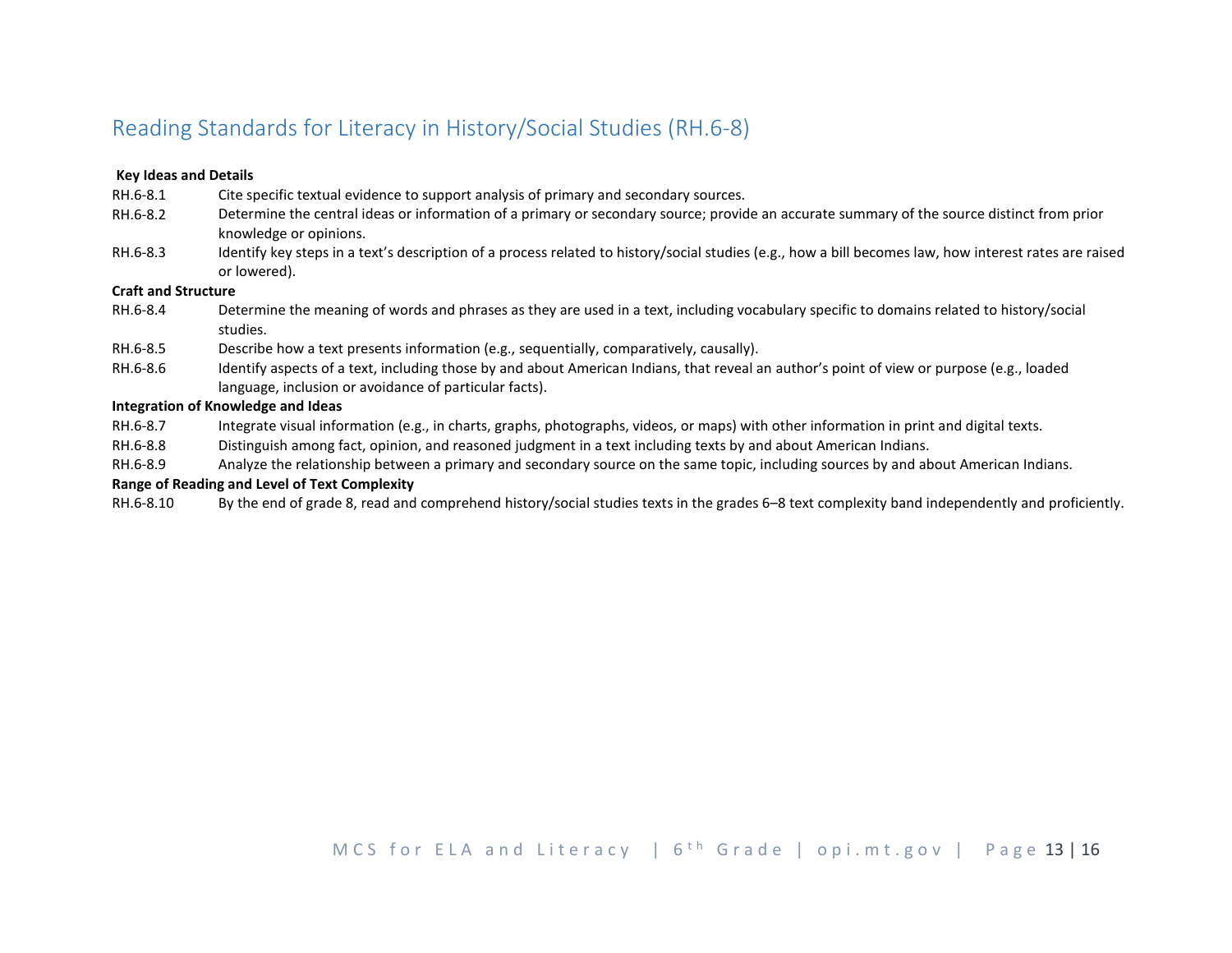## Reading Standards for Literacy in History/Social Studies (RH.6-8)

**Key Ideas and Details**

| | |
|---|---|
| RH.6-8.1 | Cite specific textual evidence to support analysis of primary and secondary sources. |
| RH.6-8.2 | Determine the central ideas or information of a primary or secondary source; provide an accurate summary of the source distinct from prior knowledge or opinions. |
| RH.6-8.3 | Identify key steps in a text's description of a process related to history/social studies (e.g., how a bill becomes law, how interest rates are raised or lowered). |

**Craft and Structure**

| | |
|---|---|
| RH.6-8.4 | Determine the meaning of words and phrases as they are used in a text, including vocabulary specific to domains related to history/social studies. |
| RH.6-8.5 | Describe how a text presents information (e.g., sequentially, comparatively, causally). |
| RH.6-8.6 | Identify aspects of a text, including those by and about American Indians, that reveal an author's point of view or purpose (e.g., loaded language, inclusion or avoidance of particular facts). |

**Integration of Knowledge and Ideas**

| | |
|---|---|
| RH.6-8.7 | Integrate visual information (e.g., in charts, graphs, photographs, videos, or maps) with other information in print and digital texts. |
| RH.6-8.8 | Distinguish among fact, opinion, and reasoned judgment in a text including texts by and about American Indians. |
| RH.6-8.9 | Analyze the relationship between a primary and secondary source on the same topic, including sources by and about American Indians. |

**Range of Reading and Level of Text Complexity**

| | |
|---|---|
| RH.6-8.10 | By the end of grade 8, read and comprehend history/social studies texts in the grades 6–8 text complexity band independently and proficiently. |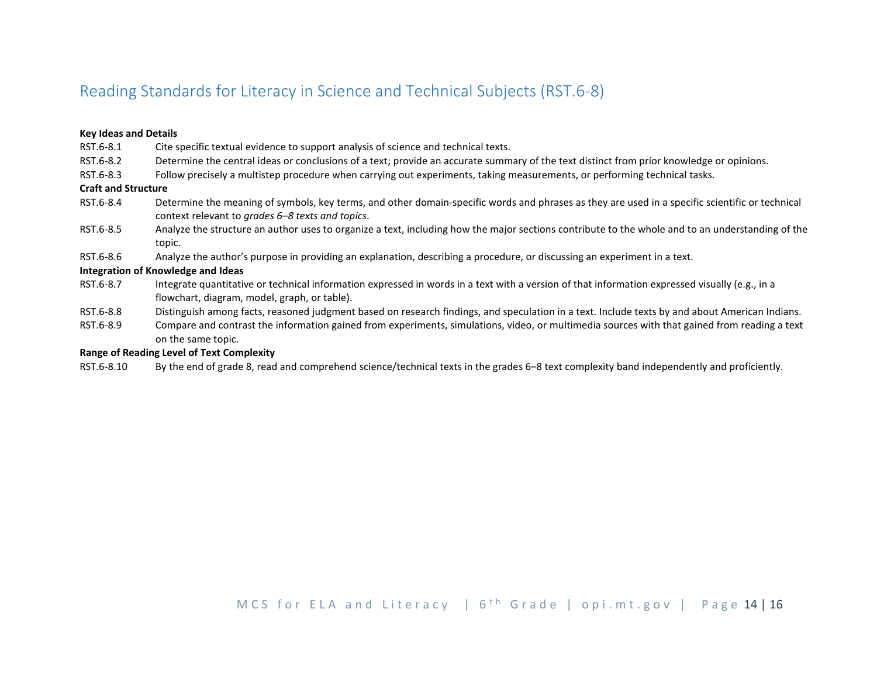## Reading Standards for Literacy in Science and Technical Subjects (RST.6-8)

**Key Ideas and Details**

RST.6-8.1 Cite specific textual evidence to support analysis of science and technical texts.

RST.6-8.2 Determine the central ideas or conclusions of a text; provide an accurate summary of the text distinct from prior knowledge or opinions.

RST.6-8.3 Follow precisely a multistep procedure when carrying out experiments, taking measurements, or performing technical tasks.

**Craft and Structure**

RST.6-8.4 Determine the meaning of symbols, key terms, and other domain-specific words and phrases as they are used in a specific scientific or technical context relevant to *grades 6–8 texts and topics*.

RST.6-8.5 Analyze the structure an author uses to organize a text, including how the major sections contribute to the whole and to an understanding of the topic.

RST.6-8.6 Analyze the author's purpose in providing an explanation, describing a procedure, or discussing an experiment in a text.

**Integration of Knowledge and Ideas**

RST.6-8.7 Integrate quantitative or technical information expressed in words in a text with a version of that information expressed visually (e.g., in a flowchart, diagram, model, graph, or table).

RST.6-8.8 Distinguish among facts, reasoned judgment based on research findings, and speculation in a text. Include texts by and about American Indians.

RST.6-8.9 Compare and contrast the information gained from experiments, simulations, video, or multimedia sources with that gained from reading a text on the same topic.

**Range of Reading Level of Text Complexity**

RST.6-8.10 By the end of grade 8, read and comprehend science/technical texts in the grades 6–8 text complexity band independently and proficiently.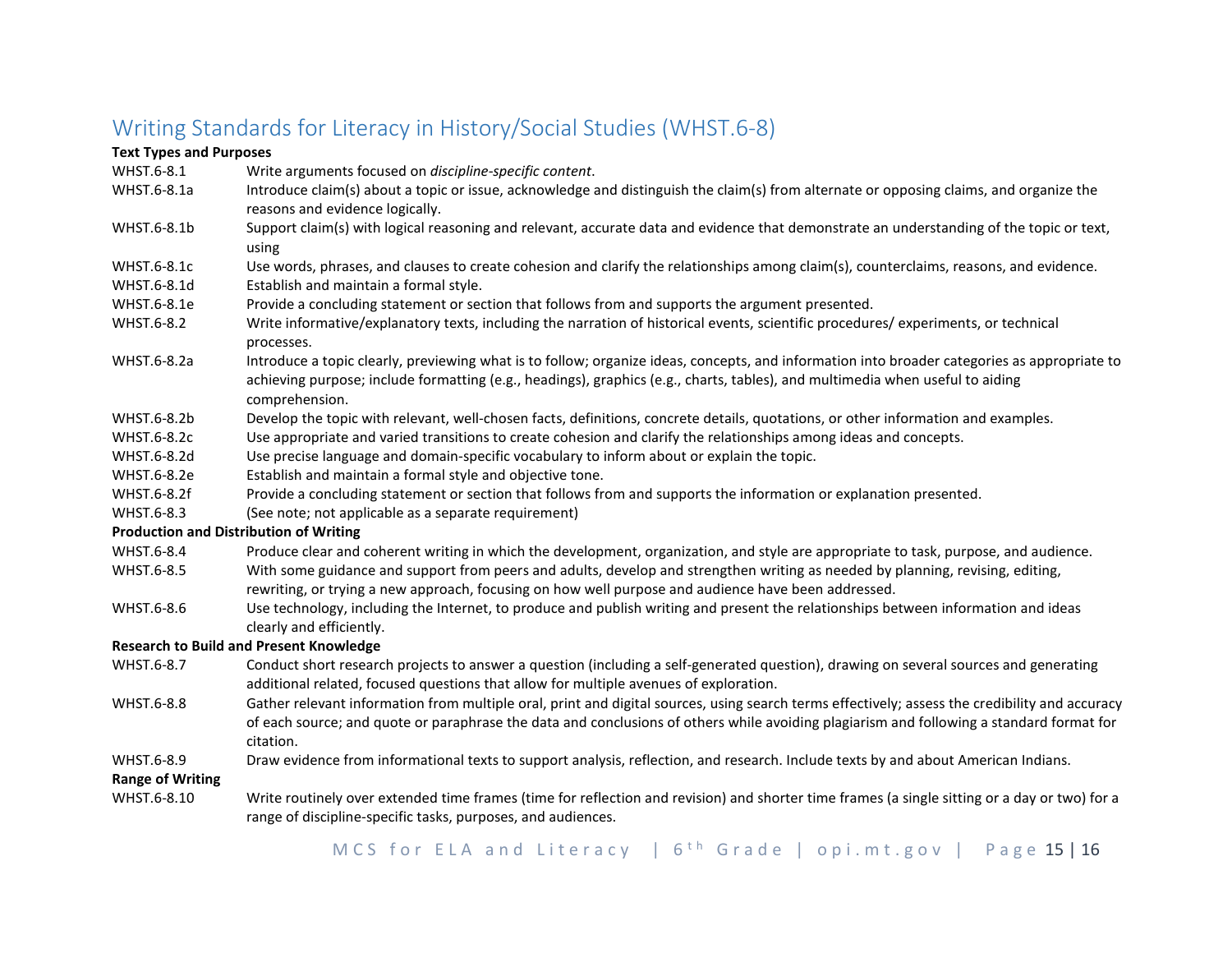## Writing Standards for Literacy in History/Social Studies (WHST.6-8)

**Text Types and Purposes**

| | |
|---|---|
| WHST.6-8.1 | Write arguments focused on *discipline-specific content*. |
| WHST.6-8.1a | Introduce claim(s) about a topic or issue, acknowledge and distinguish the claim(s) from alternate or opposing claims, and organize the reasons and evidence logically. |
| WHST.6-8.1b | Support claim(s) with logical reasoning and relevant, accurate data and evidence that demonstrate an understanding of the topic or text, using |
| WHST.6-8.1c | Use words, phrases, and clauses to create cohesion and clarify the relationships among claim(s), counterclaims, reasons, and evidence. |
| WHST.6-8.1d | Establish and maintain a formal style. |
| WHST.6-8.1e | Provide a concluding statement or section that follows from and supports the argument presented. |
| WHST.6-8.2 | Write informative/explanatory texts, including the narration of historical events, scientific procedures/ experiments, or technical processes. |
| WHST.6-8.2a | Introduce a topic clearly, previewing what is to follow; organize ideas, concepts, and information into broader categories as appropriate to achieving purpose; include formatting (e.g., headings), graphics (e.g., charts, tables), and multimedia when useful to aiding comprehension. |
| WHST.6-8.2b | Develop the topic with relevant, well-chosen facts, definitions, concrete details, quotations, or other information and examples. |
| WHST.6-8.2c | Use appropriate and varied transitions to create cohesion and clarify the relationships among ideas and concepts. |
| WHST.6-8.2d | Use precise language and domain-specific vocabulary to inform about or explain the topic. |
| WHST.6-8.2e | Establish and maintain a formal style and objective tone. |
| WHST.6-8.2f | Provide a concluding statement or section that follows from and supports the information or explanation presented. |
| WHST.6-8.3 | (See note; not applicable as a separate requirement) |

**Production and Distribution of Writing**

| | |
|---|---|
| WHST.6-8.4 | Produce clear and coherent writing in which the development, organization, and style are appropriate to task, purpose, and audience. |
| WHST.6-8.5 | With some guidance and support from peers and adults, develop and strengthen writing as needed by planning, revising, editing, rewriting, or trying a new approach, focusing on how well purpose and audience have been addressed. |
| WHST.6-8.6 | Use technology, including the Internet, to produce and publish writing and present the relationships between information and ideas clearly and efficiently. |

**Research to Build and Present Knowledge**

| | |
|---|---|
| WHST.6-8.7 | Conduct short research projects to answer a question (including a self-generated question), drawing on several sources and generating additional related, focused questions that allow for multiple avenues of exploration. |
| WHST.6-8.8 | Gather relevant information from multiple oral, print and digital sources, using search terms effectively; assess the credibility and accuracy of each source; and quote or paraphrase the data and conclusions of others while avoiding plagiarism and following a standard format for citation. |
| WHST.6-8.9 | Draw evidence from informational texts to support analysis, reflection, and research. Include texts by and about American Indians. |

**Range of Writing**

| | |
|---|---|
| WHST.6-8.10 | Write routinely over extended time frames (time for reflection and revision) and shorter time frames (a single sitting or a day or two) for a range of discipline-specific tasks, purposes, and audiences. |